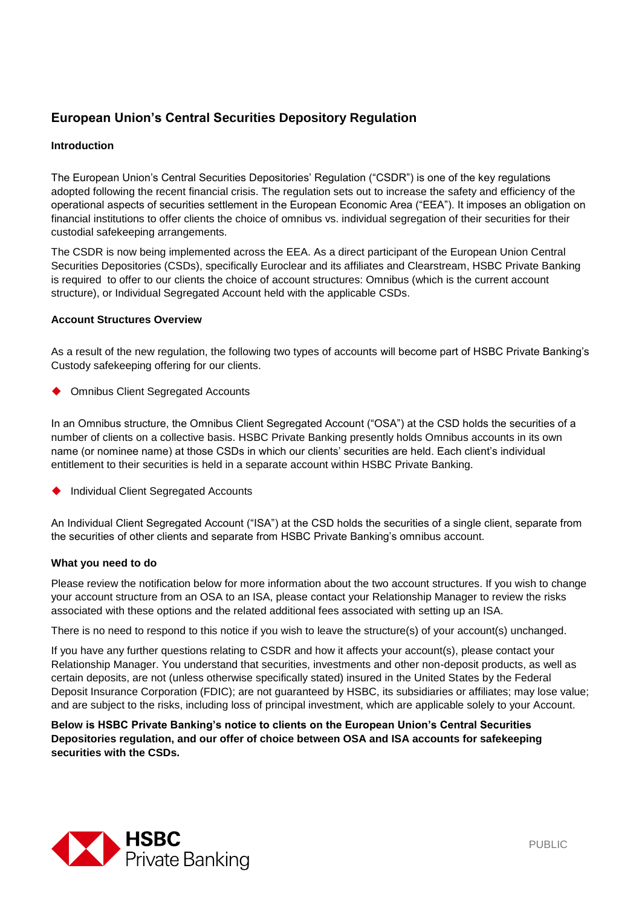# European Union's Central Securities Depository Regulation

**Introduction**

The European Union's Central Securities Depositories' Regulation ("CSDR") is one of the key regulations adopted following the recent financial crisis. The regulation sets out to increase the safety and efficiency of the operational aspects of securities settlement in the European Economic Area ("EEA"). It imposes an obligation on financial institutions to offer clients the choice of omnibus vs. individual segregation of their securities for their custodial safekeeping arrangements.

The CSDR is now being implemented across the EEA. As a direct participant of the European Union Central Securities Depositories (CSDs), specifically Euroclear and its affiliates and Clearstream, HSBC Private Banking is required to offer to our clients the choice of account structures: Omnibus (which is the current account structure), or Individual Segregated Account held with the applicable CSDs.

**Account Structures Overview**

As a result of the new regulation, the following two types of accounts will become part of HSBC Private Banking's Custody safekeeping offering for our clients.

- Omnibus Client Segregated Accounts

In an Omnibus structure, the Omnibus Client Segregated Account ("OSA") at the CSD holds the securities of a number of clients on a collective basis. HSBC Private Banking presently holds Omnibus accounts in its own name (or nominee name) at those CSDs in which our clients' securities are held. Each client's individual entitlement to their securities is held in a separate account within HSBC Private Banking.

- Individual Client Segregated Accounts

An Individual Client Segregated Account ("ISA") at the CSD holds the securities of a single client, separate from the securities of other clients and separate from HSBC Private Banking's omnibus account.

**What you need to do**

Please review the notification below for more information about the two account structures. If you wish to change your account structure from an OSA to an ISA, please contact your Relationship Manager to review the risks associated with these options and the related additional fees associated with setting up an ISA.

There is no need to respond to this notice if you wish to leave the structure(s) of your account(s) unchanged.

If you have any further questions relating to CSDR and how it affects your account(s), please contact your Relationship Manager. You understand that securities, investments and other non-deposit products, as well as certain deposits, are not (unless otherwise specifically stated) insured in the United States by the Federal Deposit Insurance Corporation (FDIC); are not guaranteed by HSBC, its subsidiaries or affiliates; may lose value; and are subject to the risks, including loss of principal investment, which are applicable solely to your Account.

**Below is HSBC Private Banking's notice to clients on the European Union's Central Securities Depositories regulation, and our offer of choice between OSA and ISA accounts for safekeeping securities with the CSDs.**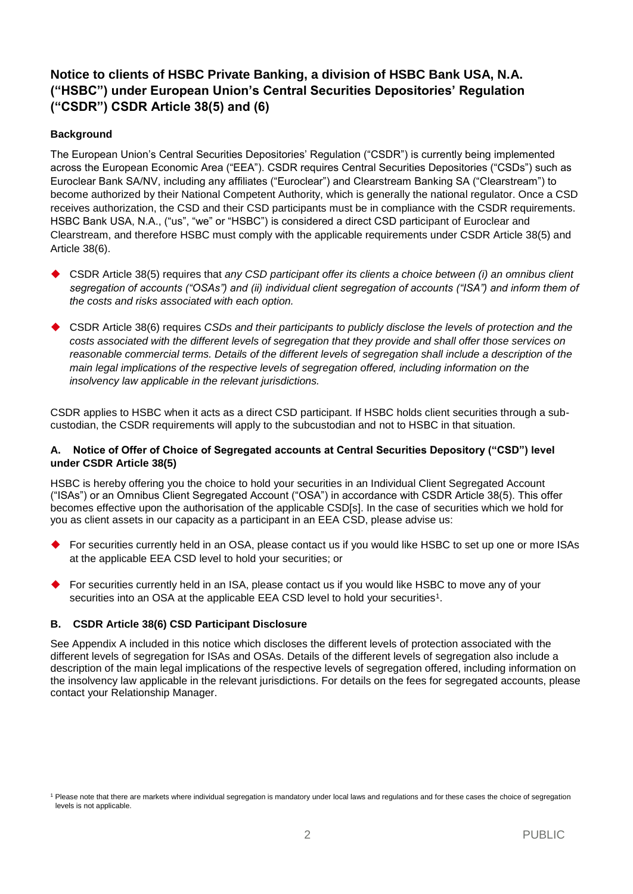## Notice to clients of HSBC Private Banking, a division of HSBC Bank USA, N.A. ("HSBC") under European Union's Central Securities Depositories' Regulation ("CSDR") CSDR Article 38(5) and (6)

### Background

The European Union's Central Securities Depositories' Regulation ("CSDR") is currently being implemented across the European Economic Area ("EEA"). CSDR requires Central Securities Depositories ("CSDs") such as Euroclear Bank SA/NV, including any affiliates ("Euroclear") and Clearstream Banking SA ("Clearstream") to become authorized by their National Competent Authority, which is generally the national regulator. Once a CSD receives authorization, the CSD and their CSD participants must be in compliance with the CSDR requirements. HSBC Bank USA, N.A., ("us", "we" or "HSBC") is considered a direct CSD participant of Euroclear and Clearstream, and therefore HSBC must comply with the applicable requirements under CSDR Article 38(5) and Article 38(6).

- CSDR Article 38(5) requires that *any CSD participant offer its clients a choice between (i) an omnibus client segregation of accounts ("OSAs") and (ii) individual client segregation of accounts ("ISA") and inform them of the costs and risks associated with each option.*
- CSDR Article 38(6) requires *CSDs and their participants to publicly disclose the levels of protection and the costs associated with the different levels of segregation that they provide and shall offer those services on reasonable commercial terms. Details of the different levels of segregation shall include a description of the main legal implications of the respective levels of segregation offered, including information on the insolvency law applicable in the relevant jurisdictions.*

CSDR applies to HSBC when it acts as a direct CSD participant. If HSBC holds client securities through a sub-custodian, the CSDR requirements will apply to the subcustodian and not to HSBC in that situation.

### A. Notice of Offer of Choice of Segregated accounts at Central Securities Depository ("CSD") level under CSDR Article 38(5)

HSBC is hereby offering you the choice to hold your securities in an Individual Client Segregated Account ("ISAs") or an Omnibus Client Segregated Account ("OSA") in accordance with CSDR Article 38(5). This offer becomes effective upon the authorisation of the applicable CSD[s]. In the case of securities which we hold for you as client assets in our capacity as a participant in an EEA CSD, please advise us:

- For securities currently held in an OSA, please contact us if you would like HSBC to set up one or more ISAs at the applicable EEA CSD level to hold your securities; or
- For securities currently held in an ISA, please contact us if you would like HSBC to move any of your securities into an OSA at the applicable EEA CSD level to hold your securities[1].

### B. CSDR Article 38(6) CSD Participant Disclosure

See Appendix A included in this notice which discloses the different levels of protection associated with the different levels of segregation for ISAs and OSAs. Details of the different levels of segregation also include a description of the main legal implications of the respective levels of segregation offered, including information on the insolvency law applicable in the relevant jurisdictions. For details on the fees for segregated accounts, please contact your Relationship Manager.

[1] Please note that there are markets where individual segregation is mandatory under local laws and regulations and for these cases the choice of segregation levels is not applicable.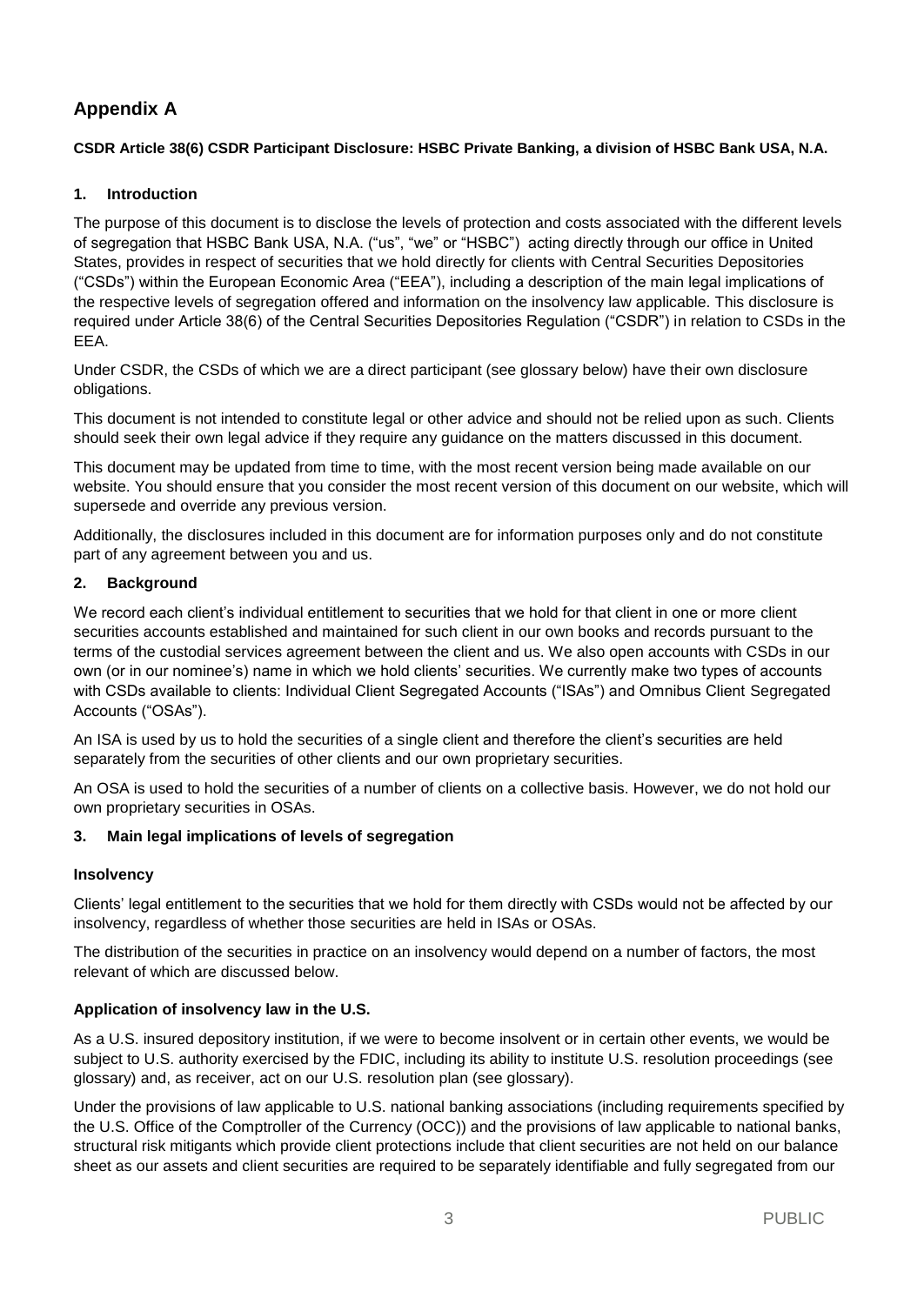# Appendix A

**CSDR Article 38(6) CSDR Participant Disclosure: HSBC Private Banking, a division of HSBC Bank USA, N.A.**

## 1. Introduction

The purpose of this document is to disclose the levels of protection and costs associated with the different levels of segregation that HSBC Bank USA, N.A. ("us", "we" or "HSBC") acting directly through our office in United States, provides in respect of securities that we hold directly for clients with Central Securities Depositories ("CSDs") within the European Economic Area ("EEA"), including a description of the main legal implications of the respective levels of segregation offered and information on the insolvency law applicable. This disclosure is required under Article 38(6) of the Central Securities Depositories Regulation ("CSDR") in relation to CSDs in the EEA.

Under CSDR, the CSDs of which we are a direct participant (see glossary below) have their own disclosure obligations.

This document is not intended to constitute legal or other advice and should not be relied upon as such. Clients should seek their own legal advice if they require any guidance on the matters discussed in this document.

This document may be updated from time to time, with the most recent version being made available on our website. You should ensure that you consider the most recent version of this document on our website, which will supersede and override any previous version.

Additionally, the disclosures included in this document are for information purposes only and do not constitute part of any agreement between you and us.

## 2. Background

We record each client's individual entitlement to securities that we hold for that client in one or more client securities accounts established and maintained for such client in our own books and records pursuant to the terms of the custodial services agreement between the client and us. We also open accounts with CSDs in our own (or in our nominee's) name in which we hold clients' securities. We currently make two types of accounts with CSDs available to clients: Individual Client Segregated Accounts ("ISAs") and Omnibus Client Segregated Accounts ("OSAs").

An ISA is used by us to hold the securities of a single client and therefore the client's securities are held separately from the securities of other clients and our own proprietary securities.

An OSA is used to hold the securities of a number of clients on a collective basis. However, we do not hold our own proprietary securities in OSAs.

## 3. Main legal implications of levels of segregation

### Insolvency

Clients' legal entitlement to the securities that we hold for them directly with CSDs would not be affected by our insolvency, regardless of whether those securities are held in ISAs or OSAs.

The distribution of the securities in practice on an insolvency would depend on a number of factors, the most relevant of which are discussed below.

### Application of insolvency law in the U.S.

As a U.S. insured depository institution, if we were to become insolvent or in certain other events, we would be subject to U.S. authority exercised by the FDIC, including its ability to institute U.S. resolution proceedings (see glossary) and, as receiver, act on our U.S. resolution plan (see glossary).

Under the provisions of law applicable to U.S. national banking associations (including requirements specified by the U.S. Office of the Comptroller of the Currency (OCC)) and the provisions of law applicable to national banks, structural risk mitigants which provide client protections include that client securities are not held on our balance sheet as our assets and client securities are required to be separately identifiable and fully segregated from our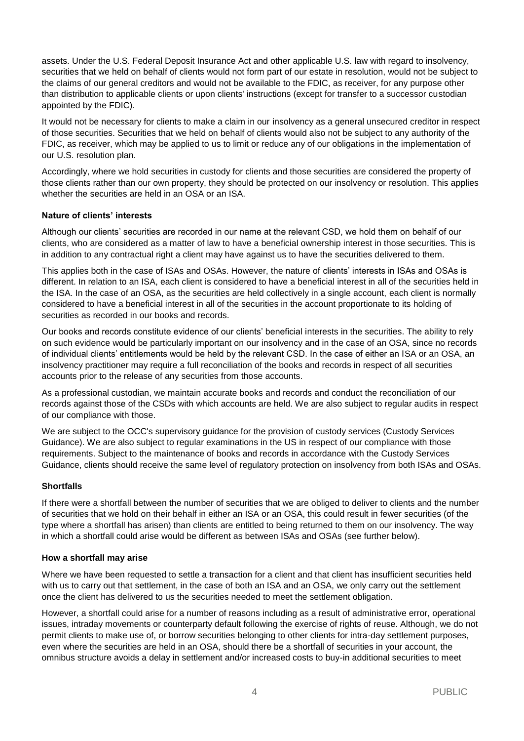assets. Under the U.S. Federal Deposit Insurance Act and other applicable U.S. law with regard to insolvency, securities that we held on behalf of clients would not form part of our estate in resolution, would not be subject to the claims of our general creditors and would not be available to the FDIC, as receiver, for any purpose other than distribution to applicable clients or upon clients' instructions (except for transfer to a successor custodian appointed by the FDIC).

It would not be necessary for clients to make a claim in our insolvency as a general unsecured creditor in respect of those securities. Securities that we held on behalf of clients would also not be subject to any authority of the FDIC, as receiver, which may be applied to us to limit or reduce any of our obligations in the implementation of our U.S. resolution plan.

Accordingly, where we hold securities in custody for clients and those securities are considered the property of those clients rather than our own property, they should be protected on our insolvency or resolution. This applies whether the securities are held in an OSA or an ISA.

**Nature of clients' interests**

Although our clients' securities are recorded in our name at the relevant CSD, we hold them on behalf of our clients, who are considered as a matter of law to have a beneficial ownership interest in those securities. This is in addition to any contractual right a client may have against us to have the securities delivered to them.

This applies both in the case of ISAs and OSAs. However, the nature of clients' interests in ISAs and OSAs is different. In relation to an ISA, each client is considered to have a beneficial interest in all of the securities held in the ISA. In the case of an OSA, as the securities are held collectively in a single account, each client is normally considered to have a beneficial interest in all of the securities in the account proportionate to its holding of securities as recorded in our books and records.

Our books and records constitute evidence of our clients' beneficial interests in the securities. The ability to rely on such evidence would be particularly important on our insolvency and in the case of an OSA, since no records of individual clients' entitlements would be held by the relevant CSD. In the case of either an ISA or an OSA, an insolvency practitioner may require a full reconciliation of the books and records in respect of all securities accounts prior to the release of any securities from those accounts.

As a professional custodian, we maintain accurate books and records and conduct the reconciliation of our records against those of the CSDs with which accounts are held. We are also subject to regular audits in respect of our compliance with those.

We are subject to the OCC's supervisory guidance for the provision of custody services (Custody Services Guidance). We are also subject to regular examinations in the US in respect of our compliance with those requirements. Subject to the maintenance of books and records in accordance with the Custody Services Guidance, clients should receive the same level of regulatory protection on insolvency from both ISAs and OSAs.

**Shortfalls**

If there were a shortfall between the number of securities that we are obliged to deliver to clients and the number of securities that we hold on their behalf in either an ISA or an OSA, this could result in fewer securities (of the type where a shortfall has arisen) than clients are entitled to being returned to them on our insolvency. The way in which a shortfall could arise would be different as between ISAs and OSAs (see further below).

**How a shortfall may arise**

Where we have been requested to settle a transaction for a client and that client has insufficient securities held with us to carry out that settlement, in the case of both an ISA and an OSA, we only carry out the settlement once the client has delivered to us the securities needed to meet the settlement obligation.

However, a shortfall could arise for a number of reasons including as a result of administrative error, operational issues, intraday movements or counterparty default following the exercise of rights of reuse. Although, we do not permit clients to make use of, or borrow securities belonging to other clients for intra-day settlement purposes, even where the securities are held in an OSA, should there be a shortfall of securities in your account, the omnibus structure avoids a delay in settlement and/or increased costs to buy-in additional securities to meet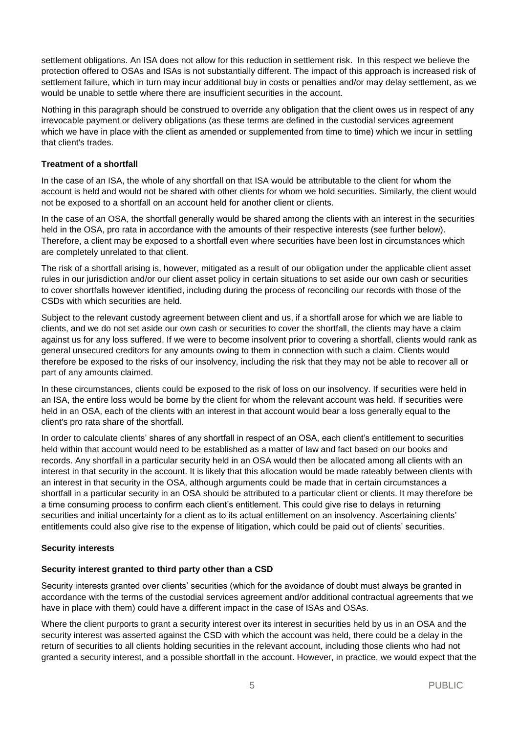settlement obligations. An ISA does not allow for this reduction in settlement risk. In this respect we believe the protection offered to OSAs and ISAs is not substantially different. The impact of this approach is increased risk of settlement failure, which in turn may incur additional buy in costs or penalties and/or may delay settlement, as we would be unable to settle where there are insufficient securities in the account.

Nothing in this paragraph should be construed to override any obligation that the client owes us in respect of any irrevocable payment or delivery obligations (as these terms are defined in the custodial services agreement which we have in place with the client as amended or supplemented from time to time) which we incur in settling that client's trades.

**Treatment of a shortfall**

In the case of an ISA, the whole of any shortfall on that ISA would be attributable to the client for whom the account is held and would not be shared with other clients for whom we hold securities. Similarly, the client would not be exposed to a shortfall on an account held for another client or clients.

In the case of an OSA, the shortfall generally would be shared among the clients with an interest in the securities held in the OSA, pro rata in accordance with the amounts of their respective interests (see further below). Therefore, a client may be exposed to a shortfall even where securities have been lost in circumstances which are completely unrelated to that client.

The risk of a shortfall arising is, however, mitigated as a result of our obligation under the applicable client asset rules in our jurisdiction and/or our client asset policy in certain situations to set aside our own cash or securities to cover shortfalls however identified, including during the process of reconciling our records with those of the CSDs with which securities are held.

Subject to the relevant custody agreement between client and us, if a shortfall arose for which we are liable to clients, and we do not set aside our own cash or securities to cover the shortfall, the clients may have a claim against us for any loss suffered. If we were to become insolvent prior to covering a shortfall, clients would rank as general unsecured creditors for any amounts owing to them in connection with such a claim. Clients would therefore be exposed to the risks of our insolvency, including the risk that they may not be able to recover all or part of any amounts claimed.

In these circumstances, clients could be exposed to the risk of loss on our insolvency. If securities were held in an ISA, the entire loss would be borne by the client for whom the relevant account was held. If securities were held in an OSA, each of the clients with an interest in that account would bear a loss generally equal to the client's pro rata share of the shortfall.

In order to calculate clients' shares of any shortfall in respect of an OSA, each client's entitlement to securities held within that account would need to be established as a matter of law and fact based on our books and records. Any shortfall in a particular security held in an OSA would then be allocated among all clients with an interest in that security in the account. It is likely that this allocation would be made rateably between clients with an interest in that security in the OSA, although arguments could be made that in certain circumstances a shortfall in a particular security in an OSA should be attributed to a particular client or clients. It may therefore be a time consuming process to confirm each client's entitlement. This could give rise to delays in returning securities and initial uncertainty for a client as to its actual entitlement on an insolvency. Ascertaining clients' entitlements could also give rise to the expense of litigation, which could be paid out of clients' securities.

**Security interests**

**Security interest granted to third party other than a CSD**

Security interests granted over clients' securities (which for the avoidance of doubt must always be granted in accordance with the terms of the custodial services agreement and/or additional contractual agreements that we have in place with them) could have a different impact in the case of ISAs and OSAs.

Where the client purports to grant a security interest over its interest in securities held by us in an OSA and the security interest was asserted against the CSD with which the account was held, there could be a delay in the return of securities to all clients holding securities in the relevant account, including those clients who had not granted a security interest, and a possible shortfall in the account. However, in practice, we would expect that the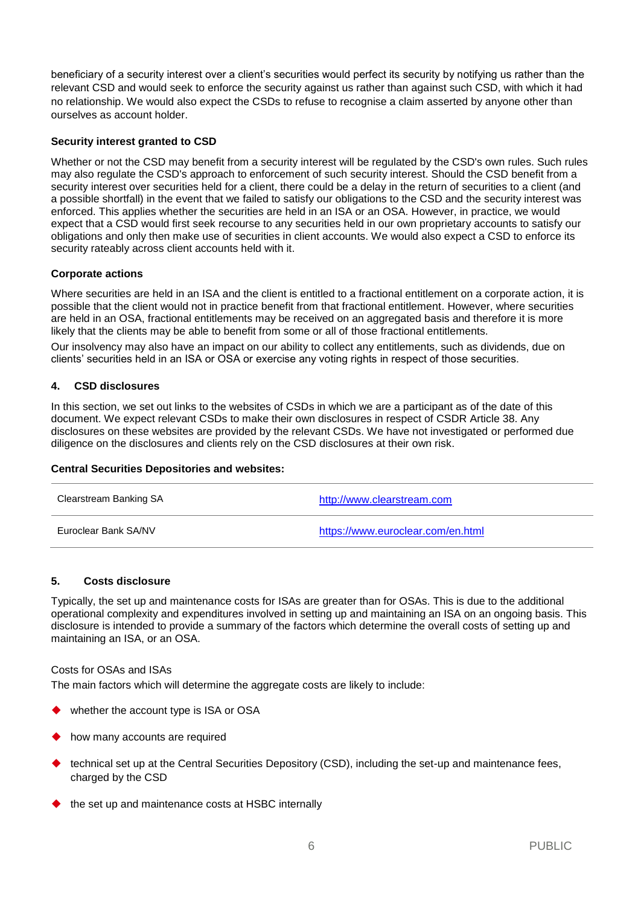beneficiary of a security interest over a client's securities would perfect its security by notifying us rather than the relevant CSD and would seek to enforce the security against us rather than against such CSD, with which it had no relationship. We would also expect the CSDs to refuse to recognise a claim asserted by anyone other than ourselves as account holder.

**Security interest granted to CSD**

Whether or not the CSD may benefit from a security interest will be regulated by the CSD's own rules. Such rules may also regulate the CSD's approach to enforcement of such security interest. Should the CSD benefit from a security interest over securities held for a client, there could be a delay in the return of securities to a client (and a possible shortfall) in the event that we failed to satisfy our obligations to the CSD and the security interest was enforced. This applies whether the securities are held in an ISA or an OSA. However, in practice, we would expect that a CSD would first seek recourse to any securities held in our own proprietary accounts to satisfy our obligations and only then make use of securities in client accounts. We would also expect a CSD to enforce its security rateably across client accounts held with it.

**Corporate actions**

Where securities are held in an ISA and the client is entitled to a fractional entitlement on a corporate action, it is possible that the client would not in practice benefit from that fractional entitlement. However, where securities are held in an OSA, fractional entitlements may be received on an aggregated basis and therefore it is more likely that the clients may be able to benefit from some or all of those fractional entitlements.

Our insolvency may also have an impact on our ability to collect any entitlements, such as dividends, due on clients' securities held in an ISA or OSA or exercise any voting rights in respect of those securities.

## 4. CSD disclosures

In this section, we set out links to the websites of CSDs in which we are a participant as of the date of this document. We expect relevant CSDs to make their own disclosures in respect of CSDR Article 38. Any disclosures on these websites are provided by the relevant CSDs. We have not investigated or performed due diligence on the disclosures and clients rely on the CSD disclosures at their own risk.

**Central Securities Depositories and websites:**

| | |
|---|---|
| Clearstream Banking SA | http://www.clearstream.com |
| Euroclear Bank SA/NV | https://www.euroclear.com/en.html |

## 5. Costs disclosure

Typically, the set up and maintenance costs for ISAs are greater than for OSAs. This is due to the additional operational complexity and expenditures involved in setting up and maintaining an ISA on an ongoing basis. This disclosure is intended to provide a summary of the factors which determine the overall costs of setting up and maintaining an ISA, or an OSA.

Costs for OSAs and ISAs

The main factors which will determine the aggregate costs are likely to include:

- whether the account type is ISA or OSA
- how many accounts are required
- technical set up at the Central Securities Depository (CSD), including the set-up and maintenance fees, charged by the CSD
- the set up and maintenance costs at HSBC internally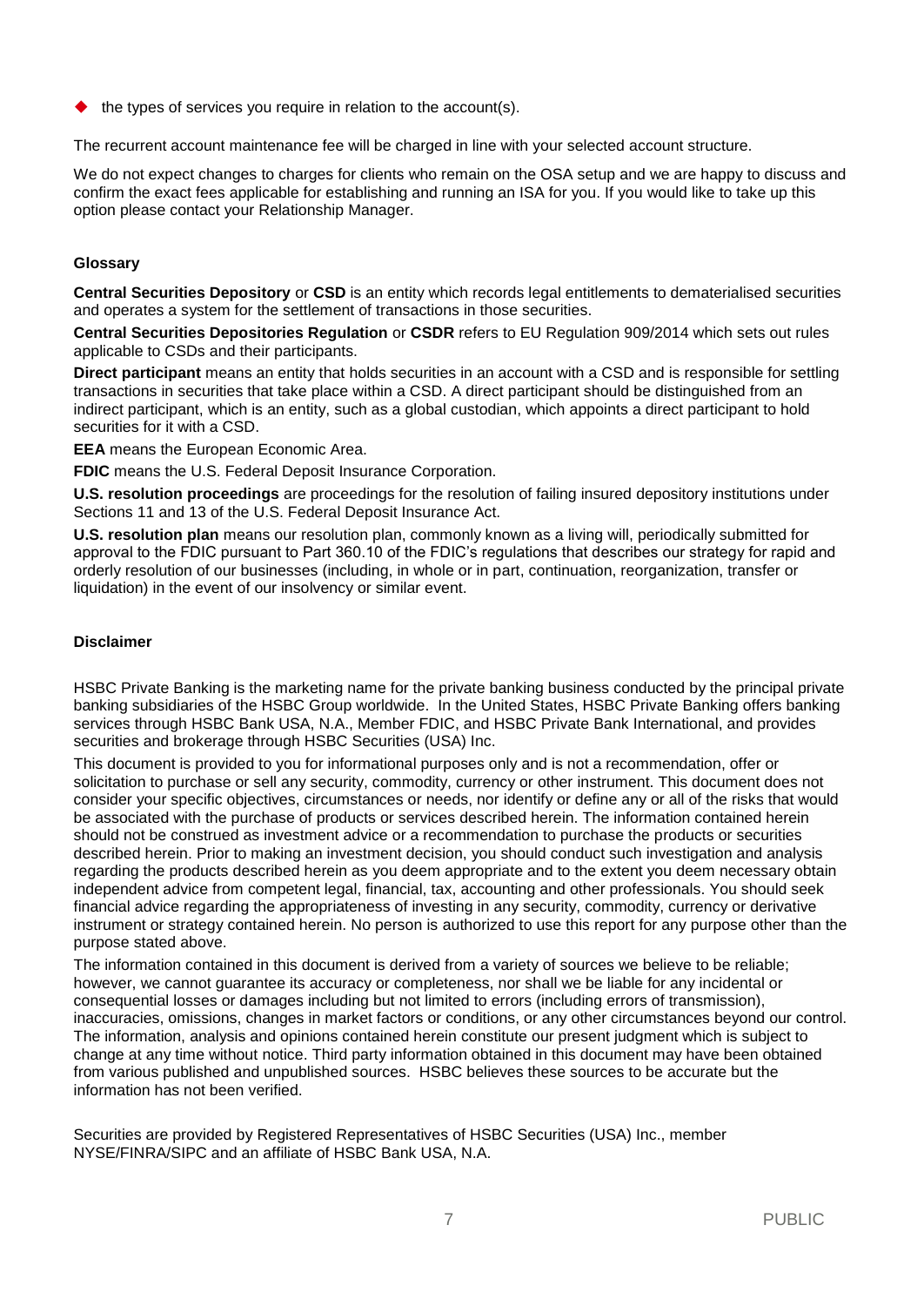- the types of services you require in relation to the account(s).

The recurrent account maintenance fee will be charged in line with your selected account structure.

We do not expect changes to charges for clients who remain on the OSA setup and we are happy to discuss and confirm the exact fees applicable for establishing and running an ISA for you. If you would like to take up this option please contact your Relationship Manager.

### Glossary

**Central Securities Depository** or **CSD** is an entity which records legal entitlements to dematerialised securities and operates a system for the settlement of transactions in those securities.

**Central Securities Depositories Regulation** or **CSDR** refers to EU Regulation 909/2014 which sets out rules applicable to CSDs and their participants.

**Direct participant** means an entity that holds securities in an account with a CSD and is responsible for settling transactions in securities that take place within a CSD. A direct participant should be distinguished from an indirect participant, which is an entity, such as a global custodian, which appoints a direct participant to hold securities for it with a CSD.

**EEA** means the European Economic Area.

**FDIC** means the U.S. Federal Deposit Insurance Corporation.

**U.S. resolution proceedings** are proceedings for the resolution of failing insured depository institutions under Sections 11 and 13 of the U.S. Federal Deposit Insurance Act.

**U.S. resolution plan** means our resolution plan, commonly known as a living will, periodically submitted for approval to the FDIC pursuant to Part 360.10 of the FDIC's regulations that describes our strategy for rapid and orderly resolution of our businesses (including, in whole or in part, continuation, reorganization, transfer or liquidation) in the event of our insolvency or similar event.

### Disclaimer

HSBC Private Banking is the marketing name for the private banking business conducted by the principal private banking subsidiaries of the HSBC Group worldwide. In the United States, HSBC Private Banking offers banking services through HSBC Bank USA, N.A., Member FDIC, and HSBC Private Bank International, and provides securities and brokerage through HSBC Securities (USA) Inc.

This document is provided to you for informational purposes only and is not a recommendation, offer or solicitation to purchase or sell any security, commodity, currency or other instrument. This document does not consider your specific objectives, circumstances or needs, nor identify or define any or all of the risks that would be associated with the purchase of products or services described herein. The information contained herein should not be construed as investment advice or a recommendation to purchase the products or securities described herein. Prior to making an investment decision, you should conduct such investigation and analysis regarding the products described herein as you deem appropriate and to the extent you deem necessary obtain independent advice from competent legal, financial, tax, accounting and other professionals. You should seek financial advice regarding the appropriateness of investing in any security, commodity, currency or derivative instrument or strategy contained herein. No person is authorized to use this report for any purpose other than the purpose stated above.

The information contained in this document is derived from a variety of sources we believe to be reliable; however, we cannot guarantee its accuracy or completeness, nor shall we be liable for any incidental or consequential losses or damages including but not limited to errors (including errors of transmission), inaccuracies, omissions, changes in market factors or conditions, or any other circumstances beyond our control. The information, analysis and opinions contained herein constitute our present judgment which is subject to change at any time without notice. Third party information obtained in this document may have been obtained from various published and unpublished sources. HSBC believes these sources to be accurate but the information has not been verified.

Securities are provided by Registered Representatives of HSBC Securities (USA) Inc., member NYSE/FINRA/SIPC and an affiliate of HSBC Bank USA, N.A.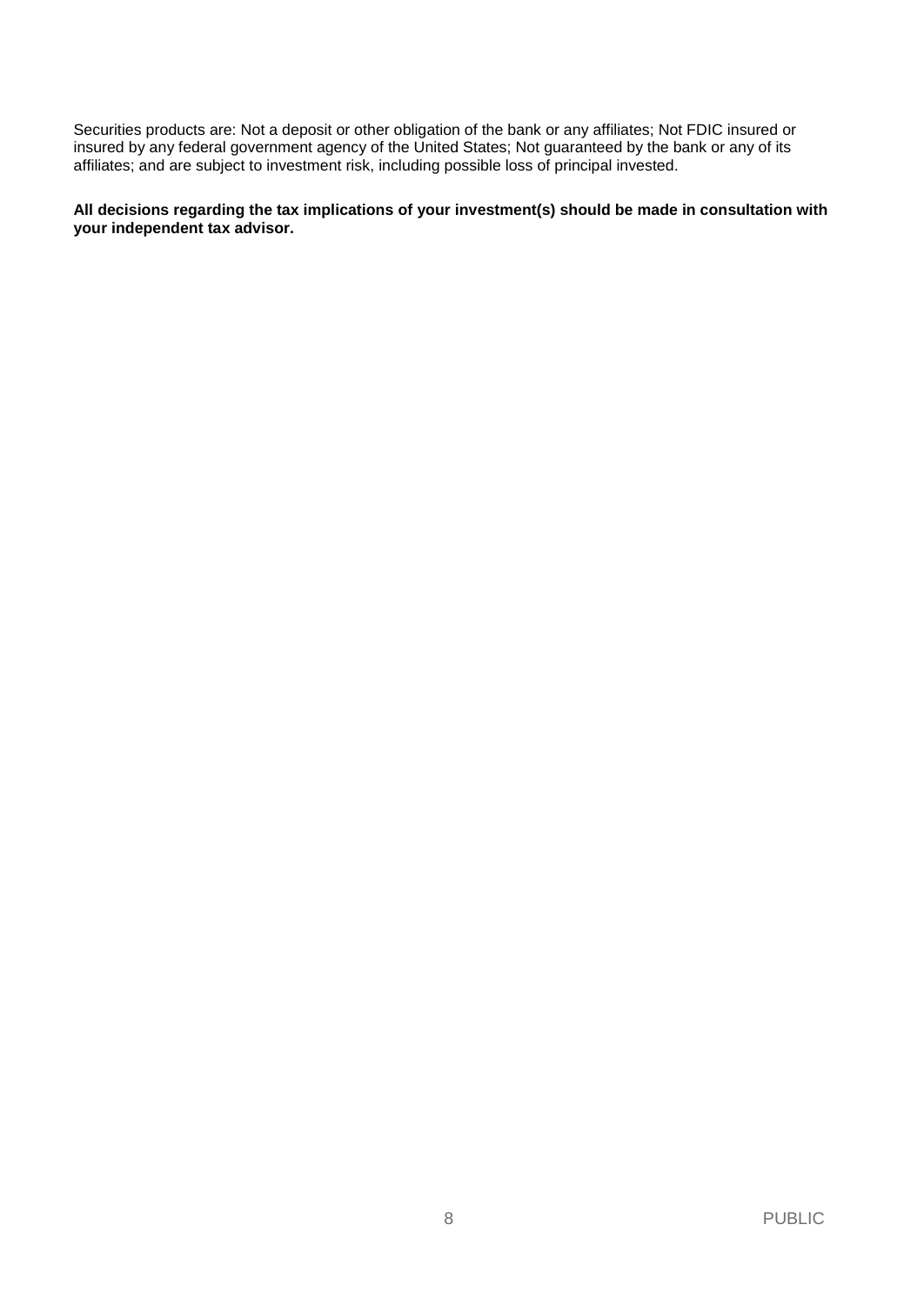Securities products are: Not a deposit or other obligation of the bank or any affiliates; Not FDIC insured or insured by any federal government agency of the United States; Not guaranteed by the bank or any of its affiliates; and are subject to investment risk, including possible loss of principal invested.

**All decisions regarding the tax implications of your investment(s) should be made in consultation with your independent tax advisor.**